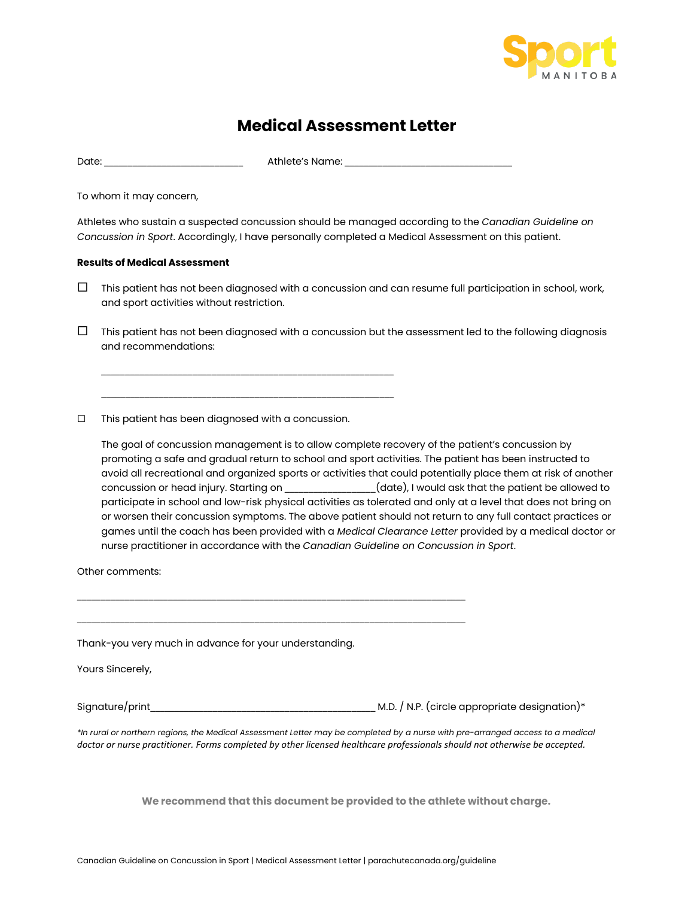# Medical Assessment Letter

Date: ___________________________ Athlete's Name: ________________________________

To whom it may concern,

Athletes who sustain a suspected concussion should be managed according to the *Canadian Guideline on Concussion in Sport*. Accordingly, I have personally completed a Medical Assessment on this patient.

**Results of Medical Assessment**

☐ This patient has not been diagnosed with a concussion and can resume full participation in school, work, and sport activities without restriction.

☐ This patient has not been diagnosed with a concussion but the assessment led to the following diagnosis and recommendations:

________________________________________________________

________________________________________________________

☐ This patient has been diagnosed with a concussion.

The goal of concussion management is to allow complete recovery of the patient's concussion by promoting a safe and gradual return to school and sport activities. The patient has been instructed to avoid all recreational and organized sports or activities that could potentially place them at risk of another concussion or head injury. Starting on _________________(date), I would ask that the patient be allowed to participate in school and low-risk physical activities as tolerated and only at a level that does not bring on or worsen their concussion symptoms. The above patient should not return to any full contact practices or games until the coach has been provided with a *Medical Clearance Letter* provided by a medical doctor or nurse practitioner in accordance with the *Canadian Guideline on Concussion in Sport*.

Other comments:

____________________________________________________________________________

____________________________________________________________________________

Thank-you very much in advance for your understanding.

Yours Sincerely,

Signature/print___________________________________________ M.D. / N.P. (circle appropriate designation)*

*\*In rural or northern regions, the Medical Assessment Letter may be completed by a nurse with pre-arranged access to a medical doctor or nurse practitioner. Forms completed by other licensed healthcare professionals should not otherwise be accepted.*

**We recommend that this document be provided to the athlete without charge.**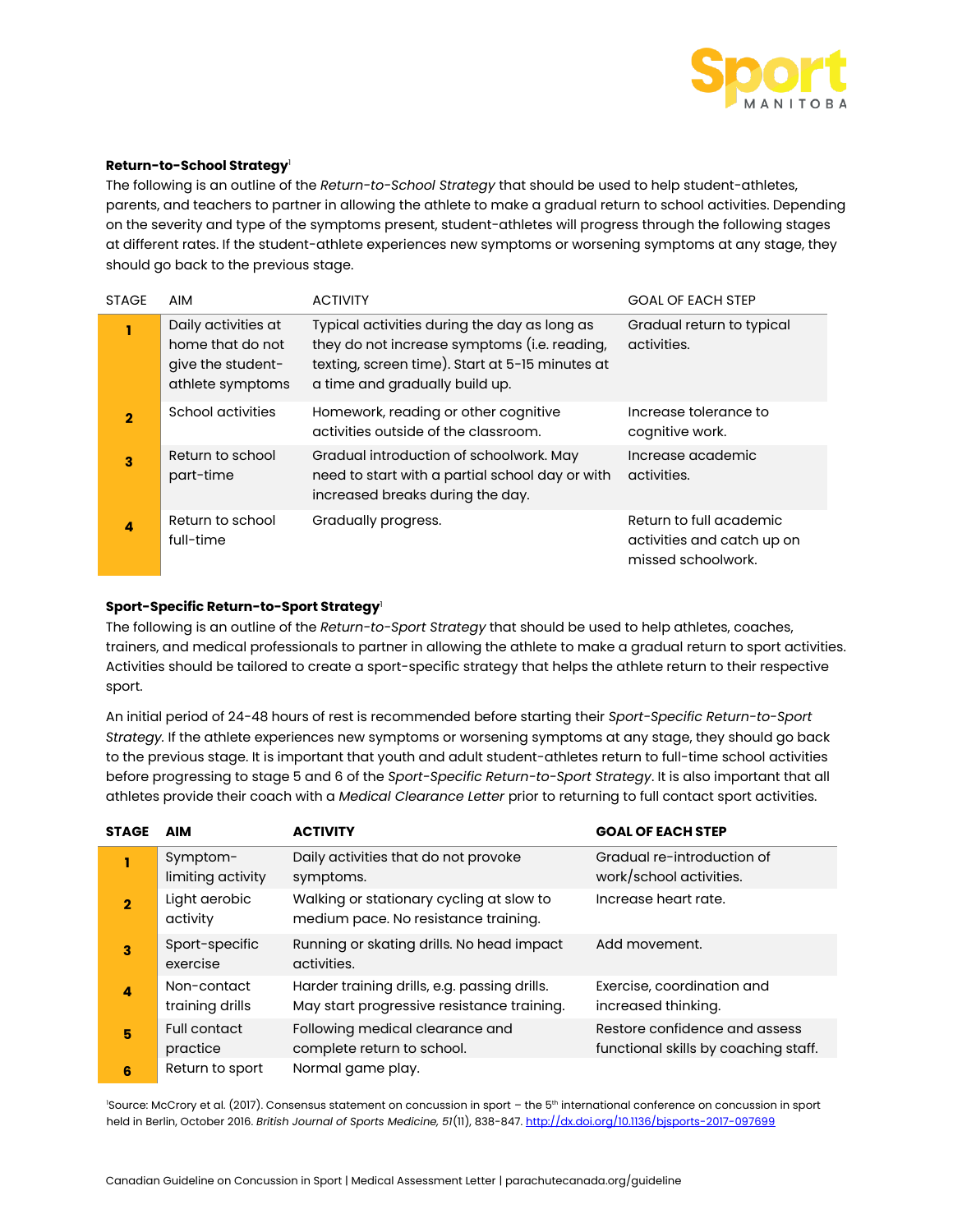**Return-to-School Strategy**[1]

The following is an outline of the *Return-to-School Strategy* that should be used to help student-athletes, parents, and teachers to partner in allowing the athlete to make a gradual return to school activities. Depending on the severity and type of the symptoms present, student-athletes will progress through the following stages at different rates. If the student-athlete experiences new symptoms or worsening symptoms at any stage, they should go back to the previous stage.

| STAGE | AIM | ACTIVITY | GOAL OF EACH STEP |
|---|---|---|---|
| 1 | Daily activities at home that do not give the student-athlete symptoms | Typical activities during the day as long as they do not increase symptoms (i.e. reading, texting, screen time). Start at 5-15 minutes at a time and gradually build up. | Gradual return to typical activities. |
| 2 | School activities | Homework, reading or other cognitive activities outside of the classroom. | Increase tolerance to cognitive work. |
| 3 | Return to school part-time | Gradual introduction of schoolwork. May need to start with a partial school day or with increased breaks during the day. | Increase academic activities. |
| 4 | Return to school full-time | Gradually progress. | Return to full academic activities and catch up on missed schoolwork. |

**Sport-Specific Return-to-Sport Strategy**[1]

The following is an outline of the *Return-to-Sport Strategy* that should be used to help athletes, coaches, trainers, and medical professionals to partner in allowing the athlete to make a gradual return to sport activities. Activities should be tailored to create a sport-specific strategy that helps the athlete return to their respective sport.

An initial period of 24-48 hours of rest is recommended before starting their *Sport-Specific Return-to-Sport Strategy.* If the athlete experiences new symptoms or worsening symptoms at any stage, they should go back to the previous stage. It is important that youth and adult student-athletes return to full-time school activities before progressing to stage 5 and 6 of the *Sport-Specific Return-to-Sport Strategy*. It is also important that all athletes provide their coach with a *Medical Clearance Letter* prior to returning to full contact sport activities.

| STAGE | AIM | ACTIVITY | GOAL OF EACH STEP |
|---|---|---|---|
| 1 | Symptom-limiting activity | Daily activities that do not provoke symptoms. | Gradual re-introduction of work/school activities. |
| 2 | Light aerobic activity | Walking or stationary cycling at slow to medium pace. No resistance training. | Increase heart rate. |
| 3 | Sport-specific exercise | Running or skating drills. No head impact activities. | Add movement. |
| 4 | Non-contact training drills | Harder training drills, e.g. passing drills. May start progressive resistance training. | Exercise, coordination and increased thinking. |
| 5 | Full contact practice | Following medical clearance and complete return to school. | Restore confidence and assess functional skills by coaching staff. |
| 6 | Return to sport | Normal game play. | |

[1]Source: McCrory et al. (2017). Consensus statement on concussion in sport – the 5th international conference on concussion in sport held in Berlin, October 2016. *British Journal of Sports Medicine, 51*(11), 838-847. http://dx.doi.org/10.1136/bjsports-2017-097699